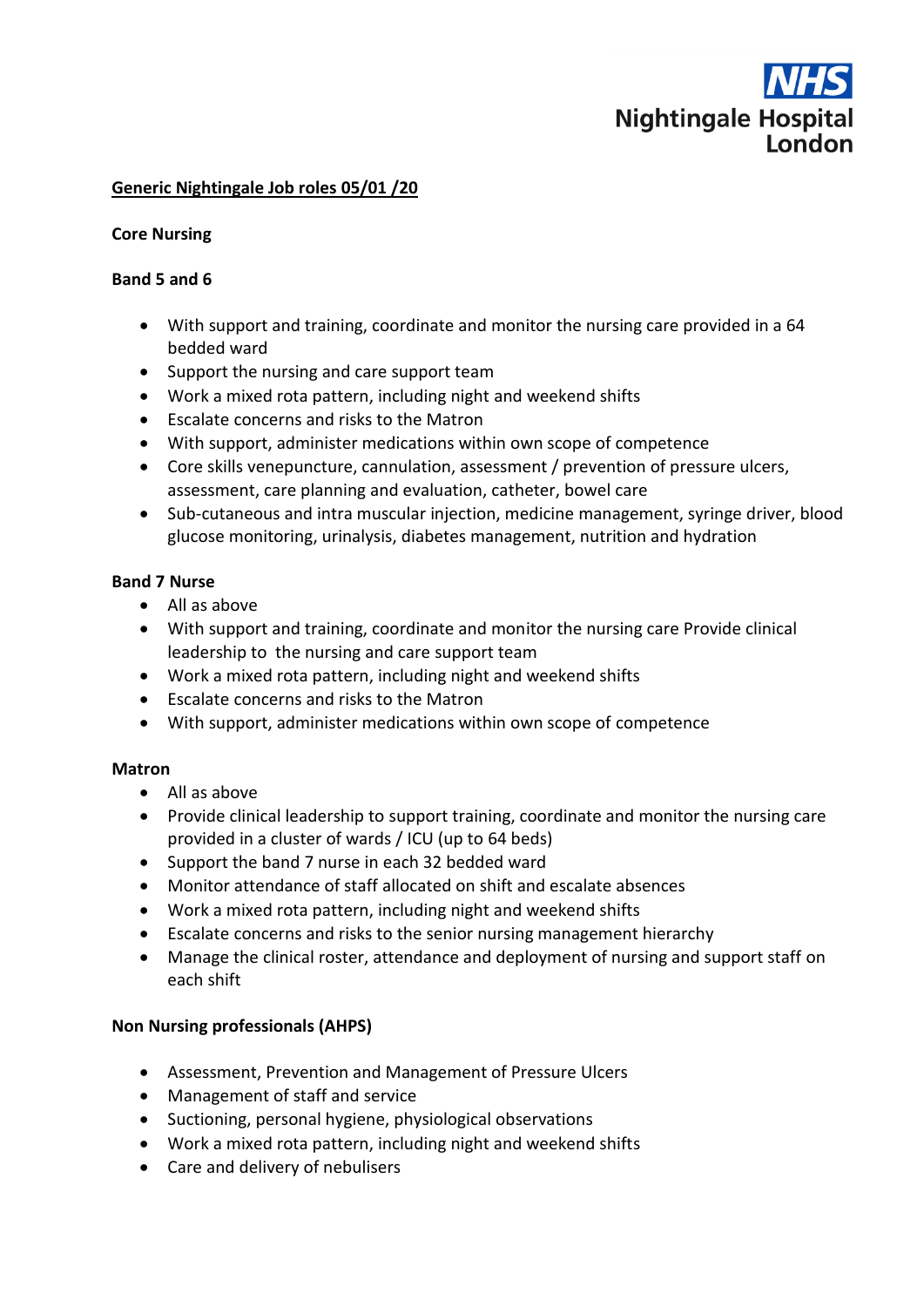NHS Nightingale Hospital London

**Generic Nightingale Job roles 05/01 /20**

**Core Nursing**

**Band 5 and 6**

- With support and training, coordinate and monitor the nursing care provided in a 64 bedded ward
- Support the nursing and care support team
- Work a mixed rota pattern, including night and weekend shifts
- Escalate concerns and risks to the Matron
- With support, administer medications within own scope of competence
- Core skills venepuncture, cannulation, assessment / prevention of pressure ulcers, assessment, care planning and evaluation, catheter, bowel care
- Sub-cutaneous and intra muscular injection, medicine management, syringe driver, blood glucose monitoring, urinalysis, diabetes management, nutrition and hydration

**Band 7 Nurse**

- All as above
- With support and training, coordinate and monitor the nursing care Provide clinical leadership to the nursing and care support team
- Work a mixed rota pattern, including night and weekend shifts
- Escalate concerns and risks to the Matron
- With support, administer medications within own scope of competence

**Matron**

- All as above
- Provide clinical leadership to support training, coordinate and monitor the nursing care provided in a cluster of wards / ICU (up to 64 beds)
- Support the band 7 nurse in each 32 bedded ward
- Monitor attendance of staff allocated on shift and escalate absences
- Work a mixed rota pattern, including night and weekend shifts
- Escalate concerns and risks to the senior nursing management hierarchy
- Manage the clinical roster, attendance and deployment of nursing and support staff on each shift

**Non Nursing professionals (AHPS)**

- Assessment, Prevention and Management of Pressure Ulcers
- Management of staff and service
- Suctioning, personal hygiene, physiological observations
- Work a mixed rota pattern, including night and weekend shifts
- Care and delivery of nebulisers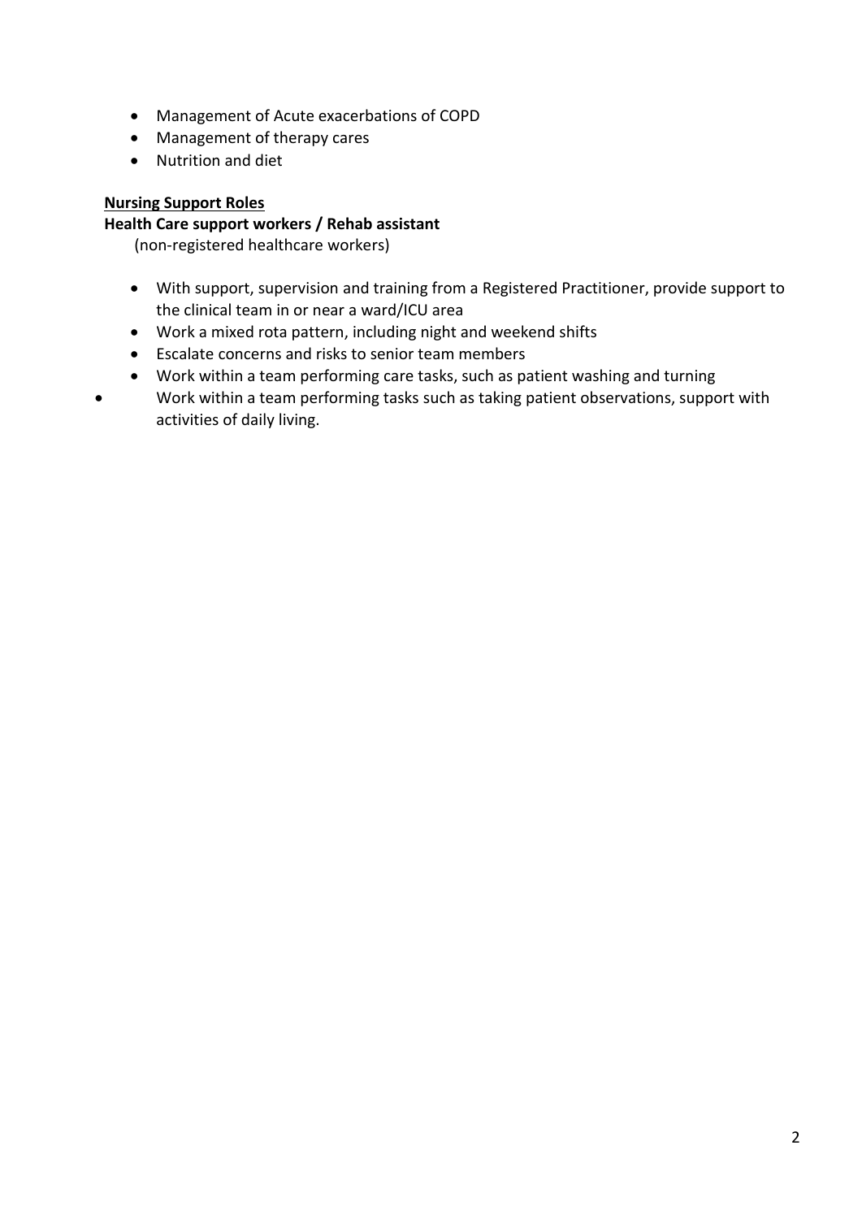- Management of Acute exacerbations of COPD
- Management of therapy cares
- Nutrition and diet

**Nursing Support Roles**

**Health Care support workers / Rehab assistant**

(non-registered healthcare workers)

- With support, supervision and training from a Registered Practitioner, provide support to the clinical team in or near a ward/ICU area
- Work a mixed rota pattern, including night and weekend shifts
- Escalate concerns and risks to senior team members
- Work within a team performing care tasks, such as patient washing and turning
- Work within a team performing tasks such as taking patient observations, support with activities of daily living.